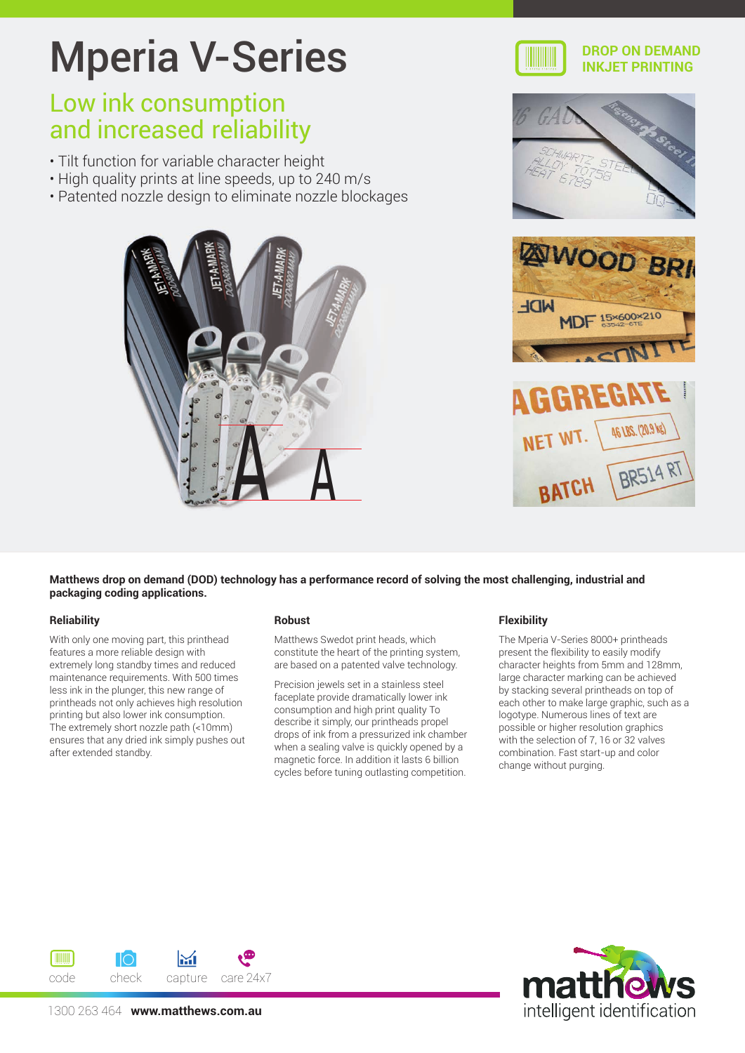# Mperia V-Series

DROP ON DEMAND INKJET PRINTING

## Low ink consumption and increased reliability

- Tilt function for variable character height
- High quality prints at line speeds, up to 240 m/s
- Patented nozzle design to eliminate nozzle blockages

**Matthews drop on demand (DOD) technology has a performance record of solving the most challenging, industrial and packaging coding applications.**

### Reliability

With only one moving part, this printhead features a more reliable design with extremely long standby times and reduced maintenance requirements. With 500 times less ink in the plunger, this new range of printheads not only achieves high resolution printing but also lower ink consumption. The extremely short nozzle path (<10mm) ensures that any dried ink simply pushes out after extended standby.

### Robust

Matthews Swedot print heads, which constitute the heart of the printing system, are based on a patented valve technology.

Precision jewels set in a stainless steel faceplate provide dramatically lower ink consumption and high print quality To describe it simply, our printheads propel drops of ink from a pressurized ink chamber when a sealing valve is quickly opened by a magnetic force. In addition it lasts 6 billion cycles before tuning outlasting competition.

### Flexibility

The Mperia V-Series 8000+ printheads present the flexibility to easily modify character heights from 5mm and 128mm, large character marking can be achieved by stacking several printheads on top of each other to make large graphic, such as a logotype. Numerous lines of text are possible or higher resolution graphics with the selection of 7, 16 or 32 valves combination. Fast start-up and color change without purging.

code check capture care 24x7

1300 263 464 **www.matthews.com.au**

matthews intelligent identification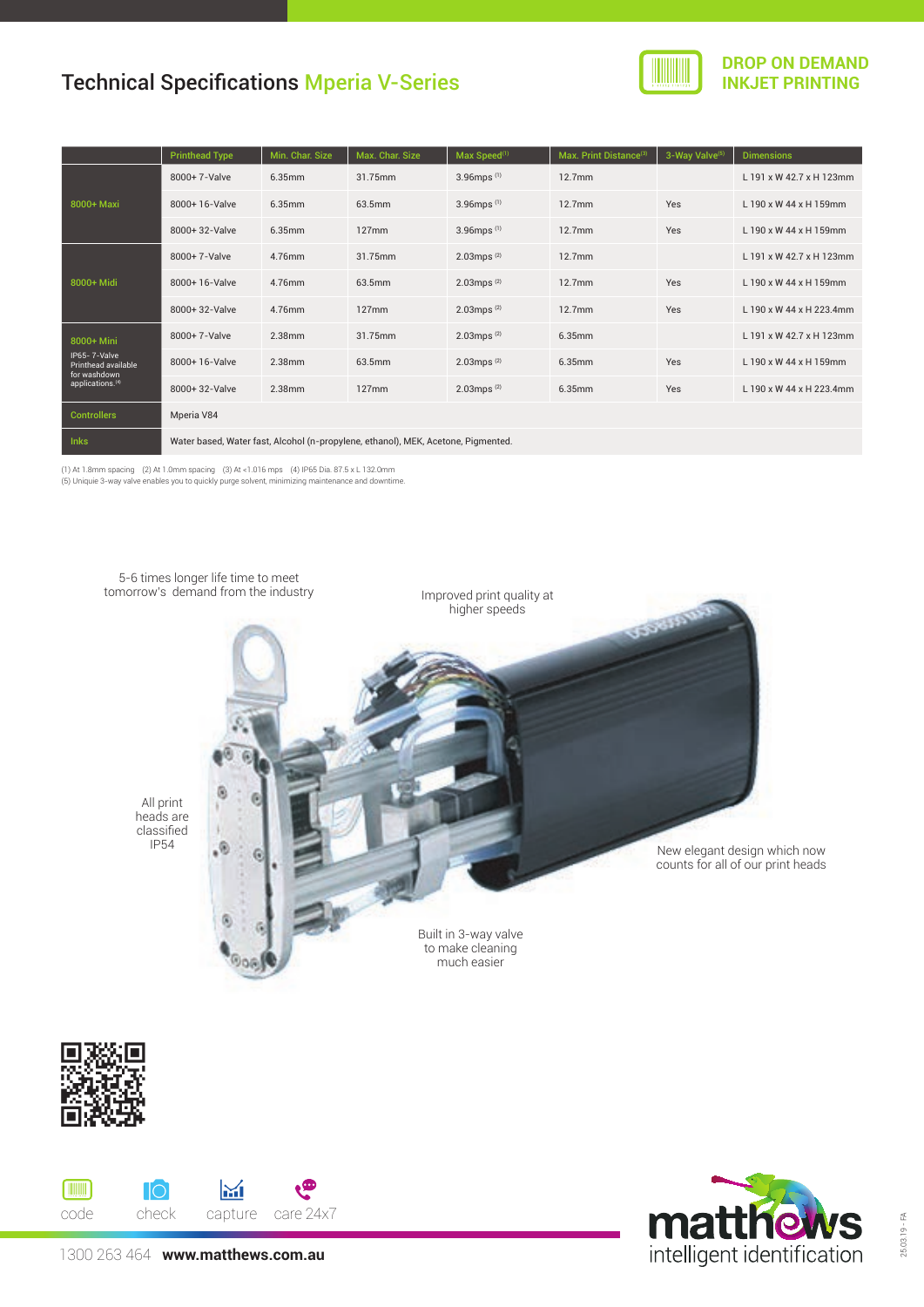# Technical Specifications Mperia V-Series

**DROP ON DEMAND INKJET PRINTING**

| | Printhead Type | Min. Char. Size | Max. Char. Size | Max Speed[1] | Max. Print Distance[3] | 3-Way Valve[5] | Dimensions |
|---|---|---|---|---|---|---|---|
| 8000+ Maxi | 8000+ 7-Valve | 6.35mm | 31.75mm | 3.96mps [1] | 12.7mm | | L 191 x W 42.7 x H 123mm |
| | 8000+ 16-Valve | 6.35mm | 63.5mm | 3.96mps [1] | 12.7mm | Yes | L 190 x W 44 x H 159mm |
| | 8000+ 32-Valve | 6.35mm | 127mm | 3.96mps [1] | 12.7mm | Yes | L 190 x W 44 x H 159mm |
| 8000+ Midi | 8000+ 7-Valve | 4.76mm | 31.75mm | 2.03mps [2] | 12.7mm | | L 191 x W 42.7 x H 123mm |
| | 8000+ 16-Valve | 4.76mm | 63.5mm | 2.03mps [2] | 12.7mm | Yes | L 190 x W 44 x H 159mm |
| | 8000+ 32-Valve | 4.76mm | 127mm | 2.03mps [2] | 12.7mm | Yes | L 190 x W 44 x H 223.4mm |
| 8000+ Mini<br>IP65- 7-Valve Printhead available for washdown applications.[4] | 8000+ 7-Valve | 2.38mm | 31.75mm | 2.03mps [2] | 6.35mm | | L 191 x W 42.7 x H 123mm |
| | 8000+ 16-Valve | 2.38mm | 63.5mm | 2.03mps [2] | 6.35mm | Yes | L 190 x W 44 x H 159mm |
| | 8000+ 32-Valve | 2.38mm | 127mm | 2.03mps [2] | 6.35mm | Yes | L 190 x W 44 x H 223.4mm |
| Controllers | Mperia V84 | | | | | | |
| Inks | Water based, Water fast, Alcohol (n-propylene, ethanol), MEK, Acetone, Pigmented. | | | | | | |

(1) At 1.8mm spacing (2) At 1.0mm spacing (3) At <1.016 mps (4) IP65 Dia. 87.5 x L 132.0mm
(5) Uniquie 3-way valve enables you to quickly purge solvent, minimizing maintenance and downtime.

5-6 times longer life time to meet tomorrow's demand from the industry

Improved print quality at higher speeds

All print heads are classified IP54

New elegant design which now counts for all of our print heads

Built in 3-way valve to make cleaning much easier

code check capture care 24x7

1300 263 464 **www.matthews.com.au**

matthews intelligent identification

25.03.19 - FA